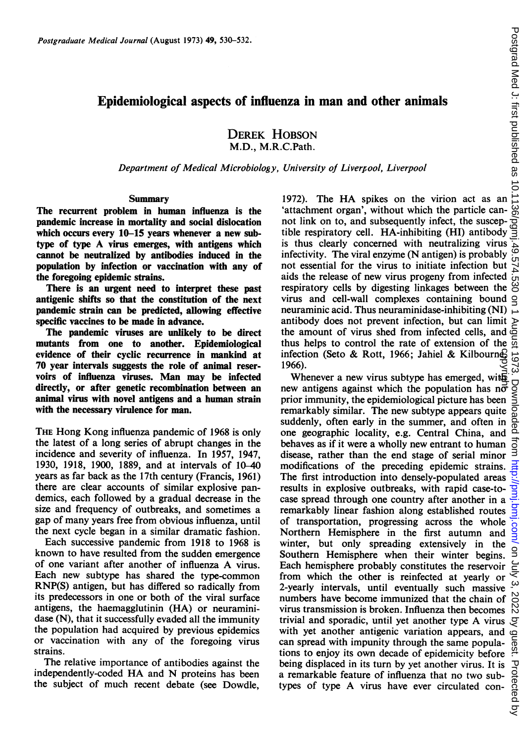# Epidemiological aspects of influenza in man and other animals

DEREK HOBSON
M.D., M.R.C.Path.

*Department of Medical Microbiology, University of Liverpool, Liverpool*

## Summary

**The recurrent problem in human influenza is the pandemic increase in mortality and social dislocation which occurs every 10–15 years whenever a new subtype of type A virus emerges, with antigens which cannot be neutralized by antibodies induced in the population by infection or vaccination with any of the foregoing epidemic strains.**

**There is an urgent need to interpret these past antigenic shifts so that the constitution of the next pandemic strain can be predicted, allowing effective specific vaccines to be made in advance.**

**The pandemic viruses are unlikely to be direct mutants from one to another. Epidemiological evidence of their cyclic recurrence in mankind at 70 year intervals suggests the role of animal reservoirs of influenza viruses. Man may be infected directly, or after genetic recombination between an animal virus with novel antigens and a human strain with the necessary virulence for man.**

THE Hong Kong influenza pandemic of 1968 is only the latest of a long series of abrupt changes in the incidence and severity of influenza. In 1957, 1947, 1930, 1918, 1900, 1889, and at intervals of 10–40 years as far back as the 17th century (Francis, 1961) there are clear accounts of similar explosive pandemics, each followed by a gradual decrease in the size and frequency of outbreaks, and sometimes a gap of many years free from obvious influenza, until the next cycle began in a similar dramatic fashion.

Each successive pandemic from 1918 to 1968 is known to have resulted from the sudden emergence of one variant after another of influenza A virus. Each new subtype has shared the type-common RNP(S) antigen, but has differed so radically from its predecessors in one or both of the viral surface antigens, the haemagglutinin (HA) or neuraminidase (N), that it successfully evaded all the immunity the population had acquired by previous epidemics or vaccination with any of the foregoing virus strains.

The relative importance of antibodies against the independently-coded HA and N proteins has been the subject of much recent debate (see Dowdle, 1972). The HA spikes on the virion act as an 'attachment organ', without which the particle cannot link on to, and subsequently infect, the susceptible respiratory cell. HA-inhibiting (HI) antibody is thus clearly concerned with neutralizing virus infectivity. The viral enzyme (N antigen) is probably not essential for the virus to initiate infection but aids the release of new virus progeny from infected respiratory cells by digesting linkages between the virus and cell-wall complexes containing bound neuraminic acid. Thus neuraminidase-inhibiting (NI) antibody does not prevent infection, but can limit the amount of virus shed from infected cells, and thus helps to control the rate of extension of the infection (Seto & Rott, 1966; Jahiel & Kilbourne, 1966).

Whenever a new virus subtype has emerged, with new antigens against which the population has no prior immunity, the epidemiological picture has been remarkably similar. The new subtype appears quite suddenly, often early in the summer, and often in one geographic locality, e.g. Central China, and behaves as if it were a wholly new entrant to human disease, rather than the end stage of serial minor modifications of the preceding epidemic strains. The first introduction into densely-populated areas results in explosive outbreaks, with rapid case-to-case spread through one country after another in a remarkably linear fashion along established routes of transportation, progressing across the whole Northern Hemisphere in the first autumn and winter, but only spreading extensively in the Southern Hemisphere when their winter begins. Each hemisphere probably constitutes the reservoir from which the other is reinfected at yearly or 2-yearly intervals, until eventually such massive numbers have become immunized that the chain of virus transmission is broken. Influenza then becomes trivial and sporadic, until yet another type A virus with yet another antigenic variation appears, and can spread with impunity through the same populations to enjoy its own decade of epidemicity before being displaced in its turn by yet another virus. It is a remarkable feature of influenza that no two subtypes of type A virus have ever circulated con-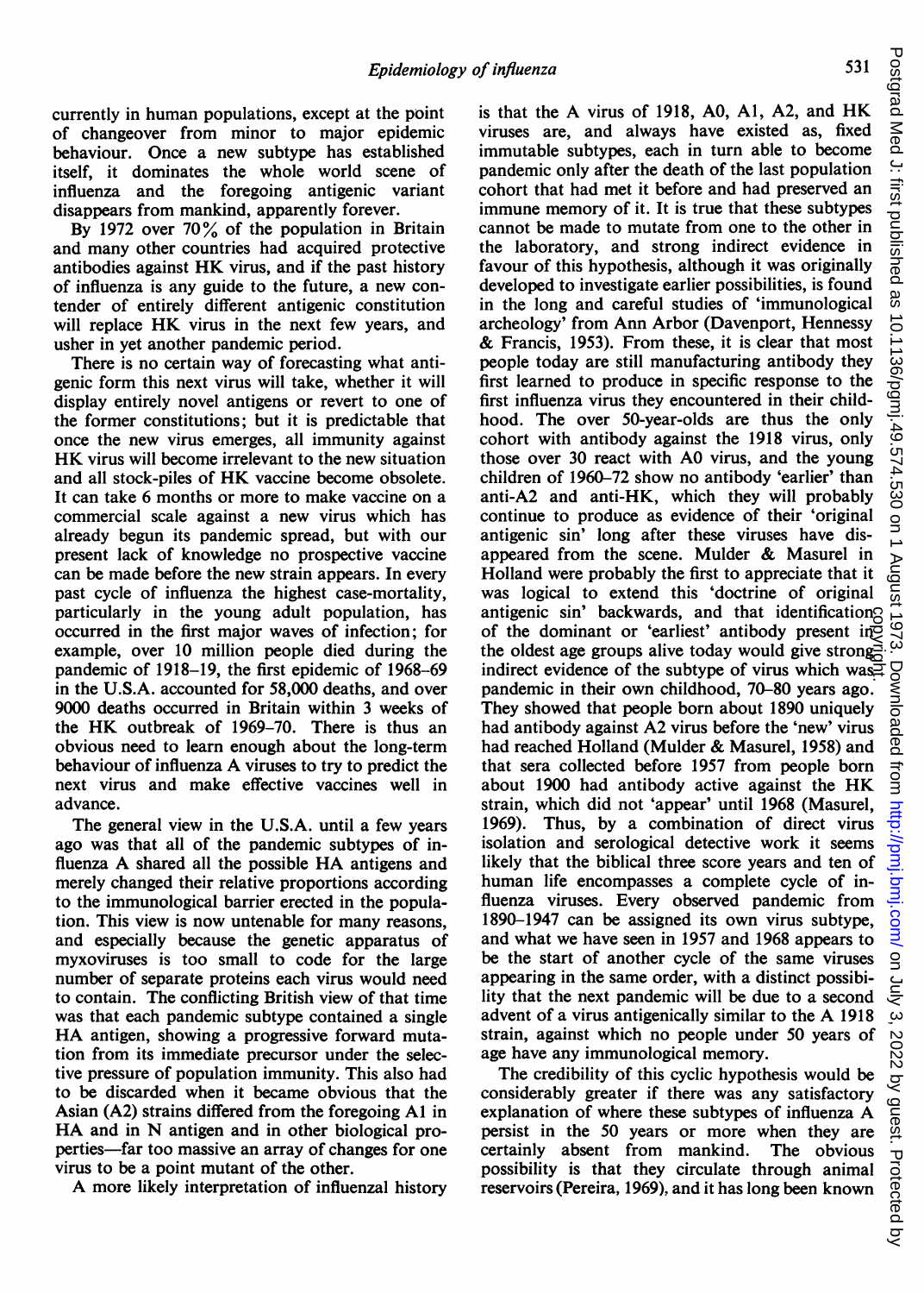currently in human populations, except at the point of changeover from minor to major epidemic behaviour. Once a new subtype has established itself, it dominates the whole world scene of influenza and the foregoing antigenic variant disappears from mankind, apparently forever.

By 1972 over 70% of the population in Britain and many other countries had acquired protective antibodies against HK virus, and if the past history of influenza is any guide to the future, a new contender of entirely different antigenic constitution will replace HK virus in the next few years, and usher in yet another pandemic period.

There is no certain way of forecasting what antigenic form this next virus will take, whether it will display entirely novel antigens or revert to one of the former constitutions; but it is predictable that once the new virus emerges, all immunity against HK virus will become irrelevant to the new situation and all stock-piles of HK vaccine become obsolete. It can take 6 months or more to make vaccine on a commercial scale against a new virus which has already begun its pandemic spread, but with our present lack of knowledge no prospective vaccine can be made before the new strain appears. In every past cycle of influenza the highest case-mortality, particularly in the young adult population, has occurred in the first major waves of infection; for example, over 10 million people died during the pandemic of 1918–19, the first epidemic of 1968–69 in the U.S.A. accounted for 58,000 deaths, and over 9000 deaths occurred in Britain within 3 weeks of the HK outbreak of 1969–70. There is thus an obvious need to learn enough about the long-term behaviour of influenza A viruses to try to predict the next virus and make effective vaccines well in advance.

The general view in the U.S.A. until a few years ago was that all of the pandemic subtypes of influenza A shared all the possible HA antigens and merely changed their relative proportions according to the immunological barrier erected in the population. This view is now untenable for many reasons, and especially because the genetic apparatus of myxoviruses is too small to code for the large number of separate proteins each virus would need to contain. The conflicting British view of that time was that each pandemic subtype contained a single HA antigen, showing a progressive forward mutation from its immediate precursor under the selective pressure of population immunity. This also had to be discarded when it became obvious that the Asian (A2) strains differed from the foregoing A1 in HA and in N antigen and in other biological properties—far too massive an array of changes for one virus to be a point mutant of the other.

A more likely interpretation of influenzal history is that the A virus of 1918, A0, A1, A2, and HK viruses are, and always have existed as, fixed immutable subtypes, each in turn able to become pandemic only after the death of the last population cohort that had met it before and had preserved an immune memory of it. It is true that these subtypes cannot be made to mutate from one to the other in the laboratory, and strong indirect evidence in favour of this hypothesis, although it was originally developed to investigate earlier possibilities, is found in the long and careful studies of 'immunological archeology' from Ann Arbor (Davenport, Hennessy & Francis, 1953). From these, it is clear that most people today are still manufacturing antibody they first learned to produce in specific response to the first influenza virus they encountered in their childhood. The over 50-year-olds are thus the only cohort with antibody against the 1918 virus, only those over 30 react with A0 virus, and the young children of 1960–72 show no antibody 'earlier' than anti-A2 and anti-HK, which they will probably continue to produce as evidence of their 'original antigenic sin' long after these viruses have disappeared from the scene. Mulder & Masurel in Holland were probably the first to appreciate that it was logical to extend this 'doctrine of original antigenic sin' backwards, and that identification of the dominant or 'earliest' antibody present in the oldest age groups alive today would give strong indirect evidence of the subtype of virus which was pandemic in their own childhood, 70–80 years ago. They showed that people born about 1890 uniquely had antibody against A2 virus before the 'new' virus had reached Holland (Mulder & Masurel, 1958) and that sera collected before 1957 from people born about 1900 had antibody active against the HK strain, which did not 'appear' until 1968 (Masurel, 1969). Thus, by a combination of direct virus isolation and serological detective work it seems likely that the biblical three score years and ten of human life encompasses a complete cycle of influenza viruses. Every observed pandemic from 1890–1947 can be assigned its own virus subtype, and what we have seen in 1957 and 1968 appears to be the start of another cycle of the same viruses appearing in the same order, with a distinct possibility that the next pandemic will be due to a second advent of a virus antigenically similar to the A 1918 strain, against which no people under 50 years of age have any immunological memory.

The credibility of this cyclic hypothesis would be considerably greater if there was any satisfactory explanation of where these subtypes of influenza A persist in the 50 years or more when they are certainly absent from mankind. The obvious possibility is that they circulate through animal reservoirs (Pereira, 1969), and it has long been known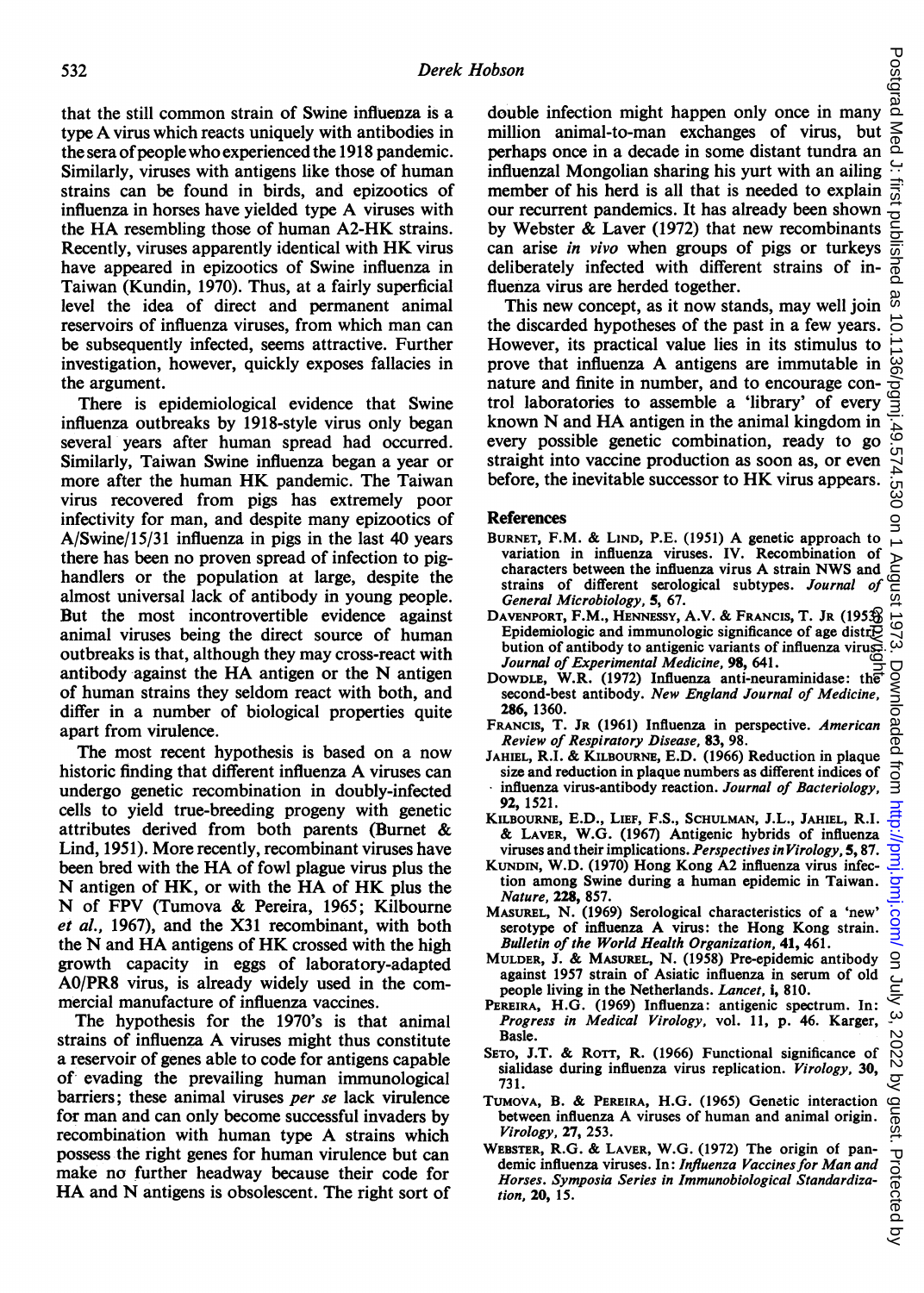that the still common strain of Swine influenza is a type A virus which reacts uniquely with antibodies in the sera of people who experienced the 1918 pandemic. Similarly, viruses with antigens like those of human strains can be found in birds, and epizootics of influenza in horses have yielded type A viruses with the HA resembling those of human A2-HK strains. Recently, viruses apparently identical with HK virus have appeared in epizootics of Swine influenza in Taiwan (Kundin, 1970). Thus, at a fairly superficial level the idea of direct and permanent animal reservoirs of influenza viruses, from which man can be subsequently infected, seems attractive. Further investigation, however, quickly exposes fallacies in the argument.

There is epidemiological evidence that Swine influenza outbreaks by 1918-style virus only began several years after human spread had occurred. Similarly, Taiwan Swine influenza began a year or more after the human HK pandemic. The Taiwan virus recovered from pigs has extremely poor infectivity for man, and despite many epizootics of A/Swine/15/31 influenza in pigs in the last 40 years there has been no proven spread of infection to pig-handlers or the population at large, despite the almost universal lack of antibody in young people. But the most incontrovertible evidence against animal viruses being the direct source of human outbreaks is that, although they may cross-react with antibody against the HA antigen or the N antigen of human strains they seldom react with both, and differ in a number of biological properties quite apart from virulence.

The most recent hypothesis is based on a now historic finding that different influenza A viruses can undergo genetic recombination in doubly-infected cells to yield true-breeding progeny with genetic attributes derived from both parents (Burnet & Lind, 1951). More recently, recombinant viruses have been bred with the HA of fowl plague virus plus the N antigen of HK, or with the HA of HK plus the N of FPV (Tumova & Pereira, 1965; Kilbourne *et al.*, 1967), and the X31 recombinant, with both the N and HA antigens of HK crossed with the high growth capacity in eggs of laboratory-adapted A0/PR8 virus, is already widely used in the commercial manufacture of influenza vaccines.

The hypothesis for the 1970's is that animal strains of influenza A viruses might thus constitute a reservoir of genes able to code for antigens capable of evading the prevailing human immunological barriers; these animal viruses *per se* lack virulence for man and can only become successful invaders by recombination with human type A strains which possess the right genes for human virulence but can make no further headway because their code for HA and N antigens is obsolescent. The right sort of double infection might happen only once in many million animal-to-man exchanges of virus, but perhaps once in a decade in some distant tundra an influenzal Mongolian sharing his yurt with an ailing member of his herd is all that is needed to explain our recurrent pandemics. It has already been shown by Webster & Laver (1972) that new recombinants can arise *in vivo* when groups of pigs or turkeys deliberately infected with different strains of influenza virus are herded together.

This new concept, as it now stands, may well join the discarded hypotheses of the past in a few years. However, its practical value lies in its stimulus to prove that influenza A antigens are immutable in nature and finite in number, and to encourage control laboratories to assemble a 'library' of every known N and HA antigen in the animal kingdom in every possible genetic combination, ready to go straight into vaccine production as soon as, or even before, the inevitable successor to HK virus appears.

## References

BURNET, F.M. & LIND, P.E. (1951) A genetic approach to variation in influenza viruses. IV. Recombination of characters between the influenza virus A strain NWS and strains of different serological subtypes. *Journal of General Microbiology*, **5**, 67.

DAVENPORT, F.M., HENNESSY, A.V. & FRANCIS, T. JR (1953) Epidemiologic and immunologic significance of age distribution of antibody to antigenic variants of influenza virus. *Journal of Experimental Medicine*, **98**, 641.

DOWDLE, W.R. (1972) Influenza anti-neuraminidase: the second-best antibody. *New England Journal of Medicine*, **286**, 1360.

FRANCIS, T. JR (1961) Influenza in perspective. *American Review of Respiratory Disease*, **83**, 98.

JAHIEL, R.I. & KILBOURNE, E.D. (1966) Reduction in plaque size and reduction in plaque numbers as different indices of influenza virus-antibody reaction. *Journal of Bacteriology*, **92**, 1521.

KILBOURNE, E.D., LIEF, F.S., SCHULMAN, J.L., JAHIEL, R.I. & LAVER, W.G. (1967) Antigenic hybrids of influenza viruses and their implications. *Perspectives in Virology*, **5**, 87.

KUNDIN, W.D. (1970) Hong Kong A2 influenza virus infection among Swine during a human epidemic in Taiwan. *Nature*, **228**, 857.

MASUREL, N. (1969) Serological characteristics of a 'new' serotype of influenza A virus: the Hong Kong strain. *Bulletin of the World Health Organization*, **41**, 461.

MULDER, J. & MASUREL, N. (1958) Pre-epidemic antibody against 1957 strain of Asiatic influenza in serum of old people living in the Netherlands. *Lancet*, **i**, 810.

PEREIRA, H.G. (1969) Influenza: antigenic spectrum. In: *Progress in Medical Virology*, vol. 11, p. 46. Karger, Basle.

SETO, J.T. & ROTT, R. (1966) Functional significance of sialidase during influenza virus replication. *Virology*, **30**, 731.

TUMOVA, B. & PEREIRA, H.G. (1965) Genetic interaction between influenza A viruses of human and animal origin. *Virology*, **27**, 253.

WEBSTER, R.G. & LAVER, W.G. (1972) The origin of pandemic influenza viruses. In: *Influenza Vaccines for Man and Horses. Symposia Series in Immunobiological Standardization*, **20**, 15.